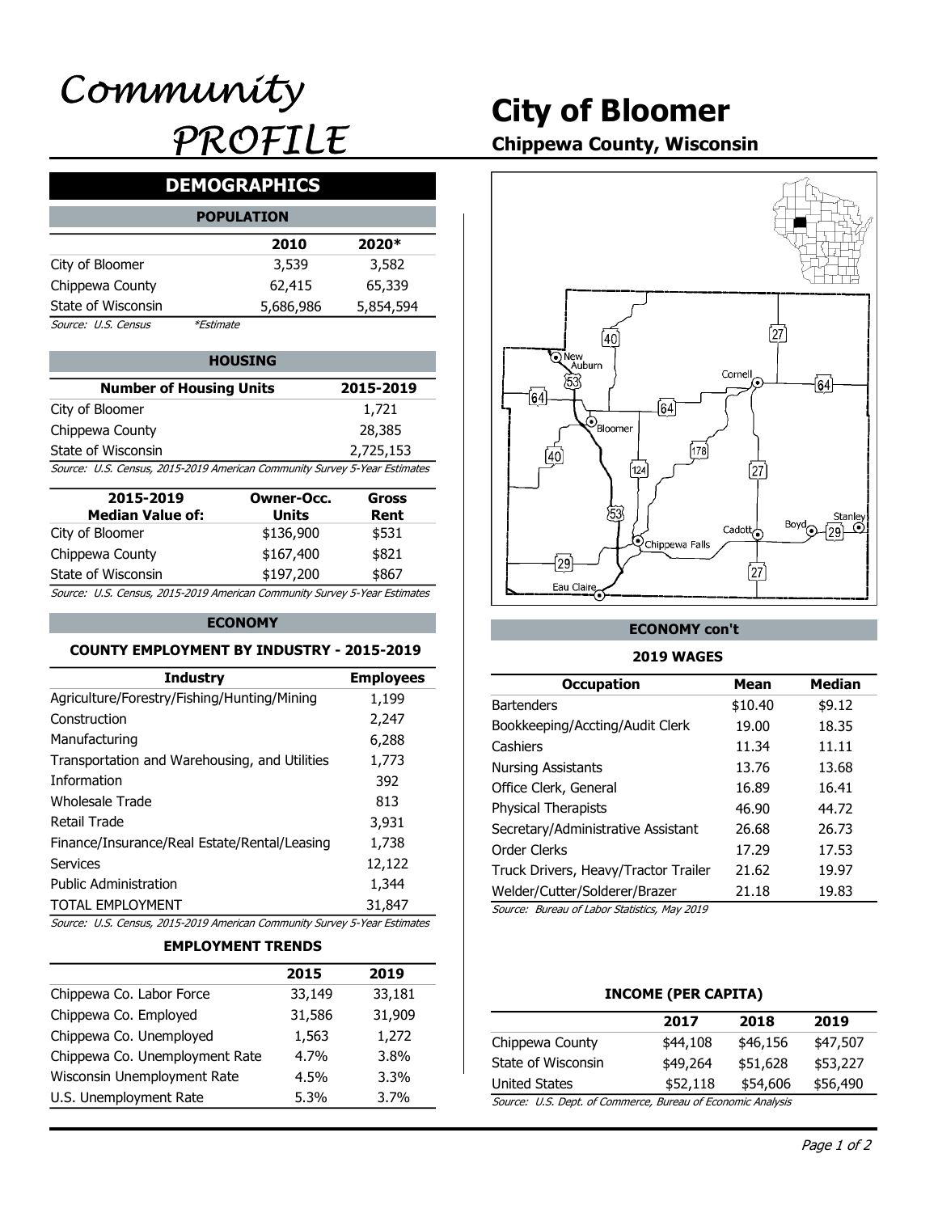# Community PROFILE

# City of Bloomer

**Chippewa County, Wisconsin**

## DEMOGRAPHICS

### POPULATION

| | 2010 | 2020* |
|---|---|---|
| City of Bloomer | 3,539 | 3,582 |
| Chippewa County | 62,415 | 65,339 |
| State of Wisconsin | 5,686,986 | 5,854,594 |

*Source: U.S. Census* *\*Estimate*

### HOUSING

| Number of Housing Units | 2015-2019 |
|---|---|
| City of Bloomer | 1,721 |
| Chippewa County | 28,385 |
| State of Wisconsin | 2,725,153 |

*Source: U.S. Census, 2015-2019 American Community Survey 5-Year Estimates*

| 2015-2019 Median Value of: | Owner-Occ. Units | Gross Rent |
|---|---|---|
| City of Bloomer | $136,900 | $531 |
| Chippewa County | $167,400 | $821 |
| State of Wisconsin | $197,200 | $867 |

*Source: U.S. Census, 2015-2019 American Community Survey 5-Year Estimates*

## ECONOMY

### COUNTY EMPLOYMENT BY INDUSTRY - 2015-2019

| Industry | Employees |
|---|---|
| Agriculture/Forestry/Fishing/Hunting/Mining | 1,199 |
| Construction | 2,247 |
| Manufacturing | 6,288 |
| Transportation and Warehousing, and Utilities | 1,773 |
| Information | 392 |
| Wholesale Trade | 813 |
| Retail Trade | 3,931 |
| Finance/Insurance/Real Estate/Rental/Leasing | 1,738 |
| Services | 12,122 |
| Public Administration | 1,344 |
| TOTAL EMPLOYMENT | 31,847 |

*Source: U.S. Census, 2015-2019 American Community Survey 5-Year Estimates*

### EMPLOYMENT TRENDS

| | 2015 | 2019 |
|---|---|---|
| Chippewa Co. Labor Force | 33,149 | 33,181 |
| Chippewa Co. Employed | 31,586 | 31,909 |
| Chippewa Co. Unemployed | 1,563 | 1,272 |
| Chippewa Co. Unemployment Rate | 4.7% | 3.8% |
| Wisconsin Unemployment Rate | 4.5% | 3.3% |
| U.S. Unemployment Rate | 5.3% | 3.7% |

## ECONOMY con't

### 2019 WAGES

| Occupation | Mean | Median |
|---|---|---|
| Bartenders | $10.40 | $9.12 |
| Bookkeeping/Accting/Audit Clerk | 19.00 | 18.35 |
| Cashiers | 11.34 | 11.11 |
| Nursing Assistants | 13.76 | 13.68 |
| Office Clerk, General | 16.89 | 16.41 |
| Physical Therapists | 46.90 | 44.72 |
| Secretary/Administrative Assistant | 26.68 | 26.73 |
| Order Clerks | 17.29 | 17.53 |
| Truck Drivers, Heavy/Tractor Trailer | 21.62 | 19.97 |
| Welder/Cutter/Solderer/Brazer | 21.18 | 19.83 |

*Source: Bureau of Labor Statistics, May 2019*

### INCOME (PER CAPITA)

| | 2017 | 2018 | 2019 |
|---|---|---|---|
| Chippewa County | $44,108 | $46,156 | $47,507 |
| State of Wisconsin | $49,264 | $51,628 | $53,227 |
| United States | $52,118 | $54,606 | $56,490 |

*Source: U.S. Dept. of Commerce, Bureau of Economic Analysis*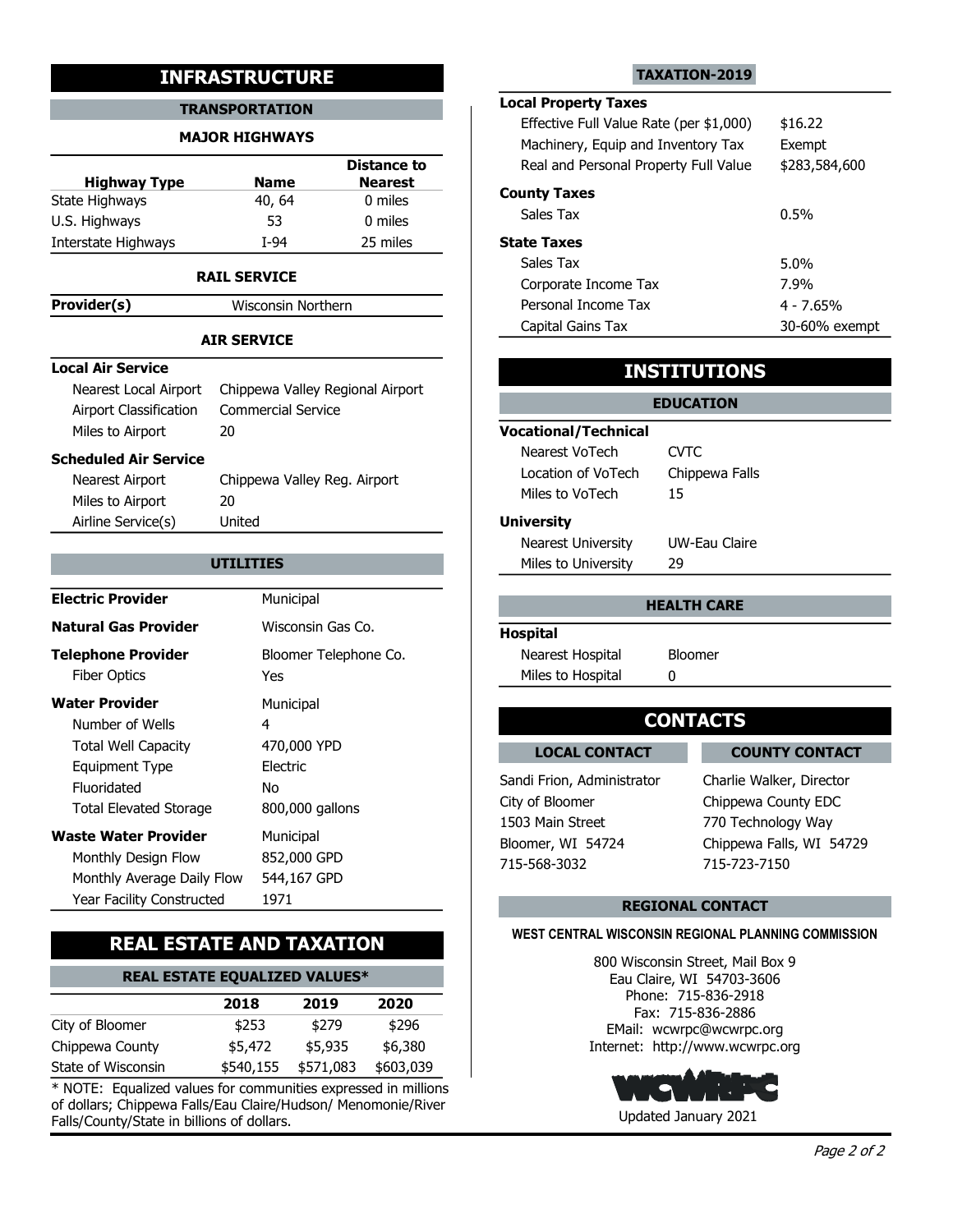# INFRASTRUCTURE

## TRANSPORTATION

### MAJOR HIGHWAYS

| Highway Type | Name | Distance to Nearest |
|---|---|---|
| State Highways | 40, 64 | 0 miles |
| U.S. Highways | 53 | 0 miles |
| Interstate Highways | I-94 | 25 miles |

### RAIL SERVICE

**Provider(s)** Wisconsin Northern

### AIR SERVICE

**Local Air Service**

| | |
|---|---|
| Nearest Local Airport | Chippewa Valley Regional Airport |
| Airport Classification | Commercial Service |
| Miles to Airport | 20 |

**Scheduled Air Service**

| | |
|---|---|
| Nearest Airport | Chippewa Valley Reg. Airport |
| Miles to Airport | 20 |
| Airline Service(s) | United |

## UTILITIES

| | |
|---|---|
| **Electric Provider** | Municipal |
| **Natural Gas Provider** | Wisconsin Gas Co. |
| **Telephone Provider** | Bloomer Telephone Co. |
| Fiber Optics | Yes |
| **Water Provider** | Municipal |
| Number of Wells | 4 |
| Total Well Capacity | 470,000 YPD |
| Equipment Type | Electric |
| Fluoridated | No |
| Total Elevated Storage | 800,000 gallons |
| **Waste Water Provider** | Municipal |
| Monthly Design Flow | 852,000 GPD |
| Monthly Average Daily Flow | 544,167 GPD |
| Year Facility Constructed | 1971 |

# REAL ESTATE AND TAXATION

## REAL ESTATE EQUALIZED VALUES*

| | 2018 | 2019 | 2020 |
|---|---|---|---|
| City of Bloomer | $253 | $279 | $296 |
| Chippewa County | $5,472 | $5,935 | $6,380 |
| State of Wisconsin | $540,155 | $571,083 | $603,039 |

* NOTE: Equalized values for communities expressed in millions of dollars; Chippewa Falls/Eau Claire/Hudson/ Menomonie/River Falls/County/State in billions of dollars.

## TAXATION-2019

**Local Property Taxes**

| | |
|---|---|
| Effective Full Value Rate (per $1,000) | $16.22 |
| Machinery, Equip and Inventory Tax | Exempt |
| Real and Personal Property Full Value | $283,584,600 |

**County Taxes**

| | |
|---|---|
| Sales Tax | 0.5% |

**State Taxes**

| | |
|---|---|
| Sales Tax | 5.0% |
| Corporate Income Tax | 7.9% |
| Personal Income Tax | 4 - 7.65% |
| Capital Gains Tax | 30-60% exempt |

# INSTITUTIONS

## EDUCATION

**Vocational/Technical**

| | |
|---|---|
| Nearest VoTech | CVTC |
| Location of VoTech | Chippewa Falls |
| Miles to VoTech | 15 |

**University**

| | |
|---|---|
| Nearest University | UW-Eau Claire |
| Miles to University | 29 |

## HEALTH CARE

**Hospital**

| | |
|---|---|
| Nearest Hospital | Bloomer |
| Miles to Hospital | 0 |

# CONTACTS

## LOCAL CONTACT

Sandi Frion, Administrator
City of Bloomer
1503 Main Street
Bloomer, WI 54724
715-568-3032

## COUNTY CONTACT

Charlie Walker, Director
Chippewa County EDC
770 Technology Way
Chippewa Falls, WI 54729
715-723-7150

## REGIONAL CONTACT

**WEST CENTRAL WISCONSIN REGIONAL PLANNING COMMISSION**

800 Wisconsin Street, Mail Box 9
Eau Claire, WI 54703-3606
Phone: 715-836-2918
Fax: 715-836-2886
EMail: wcwrpc@wcwrpc.org
Internet: http://www.wcwrpc.org

WCWRPC

Updated January 2021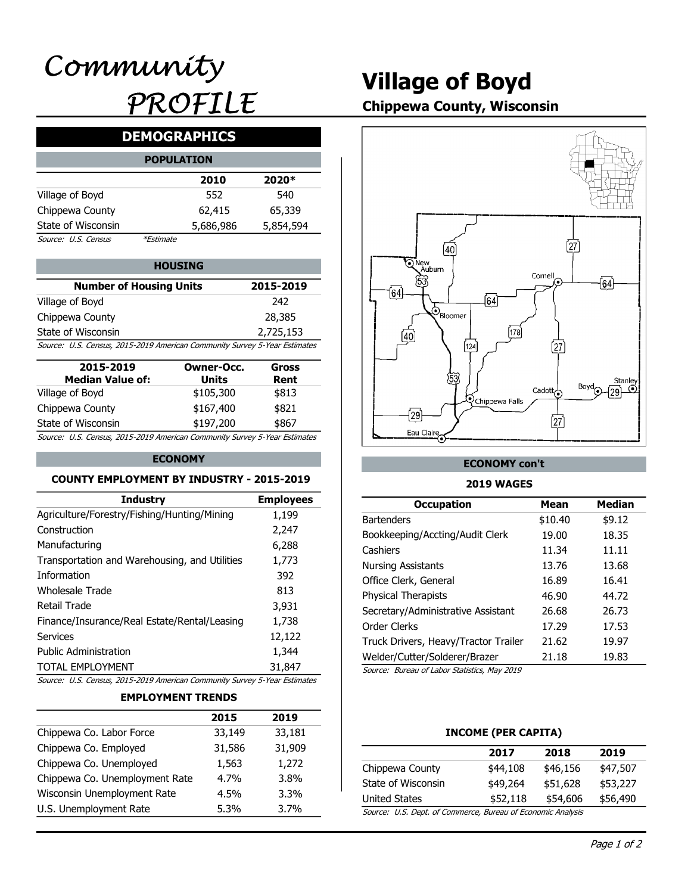# Community PROFILE

# Village of Boyd

**Chippewa County, Wisconsin**

## DEMOGRAPHICS

### POPULATION

| | 2010 | 2020* |
|---|---|---|
| Village of Boyd | 552 | 540 |
| Chippewa County | 62,415 | 65,339 |
| State of Wisconsin | 5,686,986 | 5,854,594 |

*Source: U.S. Census* *\*Estimate*

### HOUSING

| Number of Housing Units | 2015-2019 |
|---|---|
| Village of Boyd | 242 |
| Chippewa County | 28,385 |
| State of Wisconsin | 2,725,153 |

*Source: U.S. Census, 2015-2019 American Community Survey 5-Year Estimates*

| 2015-2019 Median Value of: | Owner-Occ. Units | Gross Rent |
|---|---|---|
| Village of Boyd | $105,300 | $813 |
| Chippewa County | $167,400 | $821 |
| State of Wisconsin | $197,200 | $867 |

*Source: U.S. Census, 2015-2019 American Community Survey 5-Year Estimates*

### ECONOMY

**COUNTY EMPLOYMENT BY INDUSTRY - 2015-2019**

| Industry | Employees |
|---|---|
| Agriculture/Forestry/Fishing/Hunting/Mining | 1,199 |
| Construction | 2,247 |
| Manufacturing | 6,288 |
| Transportation and Warehousing, and Utilities | 1,773 |
| Information | 392 |
| Wholesale Trade | 813 |
| Retail Trade | 3,931 |
| Finance/Insurance/Real Estate/Rental/Leasing | 1,738 |
| Services | 12,122 |
| Public Administration | 1,344 |
| TOTAL EMPLOYMENT | 31,847 |

*Source: U.S. Census, 2015-2019 American Community Survey 5-Year Estimates*

**EMPLOYMENT TRENDS**

| | 2015 | 2019 |
|---|---|---|
| Chippewa Co. Labor Force | 33,149 | 33,181 |
| Chippewa Co. Employed | 31,586 | 31,909 |
| Chippewa Co. Unemployed | 1,563 | 1,272 |
| Chippewa Co. Unemployment Rate | 4.7% | 3.8% |
| Wisconsin Unemployment Rate | 4.5% | 3.3% |
| U.S. Unemployment Rate | 5.3% | 3.7% |

### ECONOMY con't

**2019 WAGES**

| Occupation | Mean | Median |
|---|---|---|
| Bartenders | $10.40 | $9.12 |
| Bookkeeping/Accting/Audit Clerk | 19.00 | 18.35 |
| Cashiers | 11.34 | 11.11 |
| Nursing Assistants | 13.76 | 13.68 |
| Office Clerk, General | 16.89 | 16.41 |
| Physical Therapists | 46.90 | 44.72 |
| Secretary/Administrative Assistant | 26.68 | 26.73 |
| Order Clerks | 17.29 | 17.53 |
| Truck Drivers, Heavy/Tractor Trailer | 21.62 | 19.97 |
| Welder/Cutter/Solderer/Brazer | 21.18 | 19.83 |

*Source: Bureau of Labor Statistics, May 2019*

**INCOME (PER CAPITA)**

| | 2017 | 2018 | 2019 |
|---|---|---|---|
| Chippewa County | $44,108 | $46,156 | $47,507 |
| State of Wisconsin | $49,264 | $51,628 | $53,227 |
| United States | $52,118 | $54,606 | $56,490 |

*Source: U.S. Dept. of Commerce, Bureau of Economic Analysis*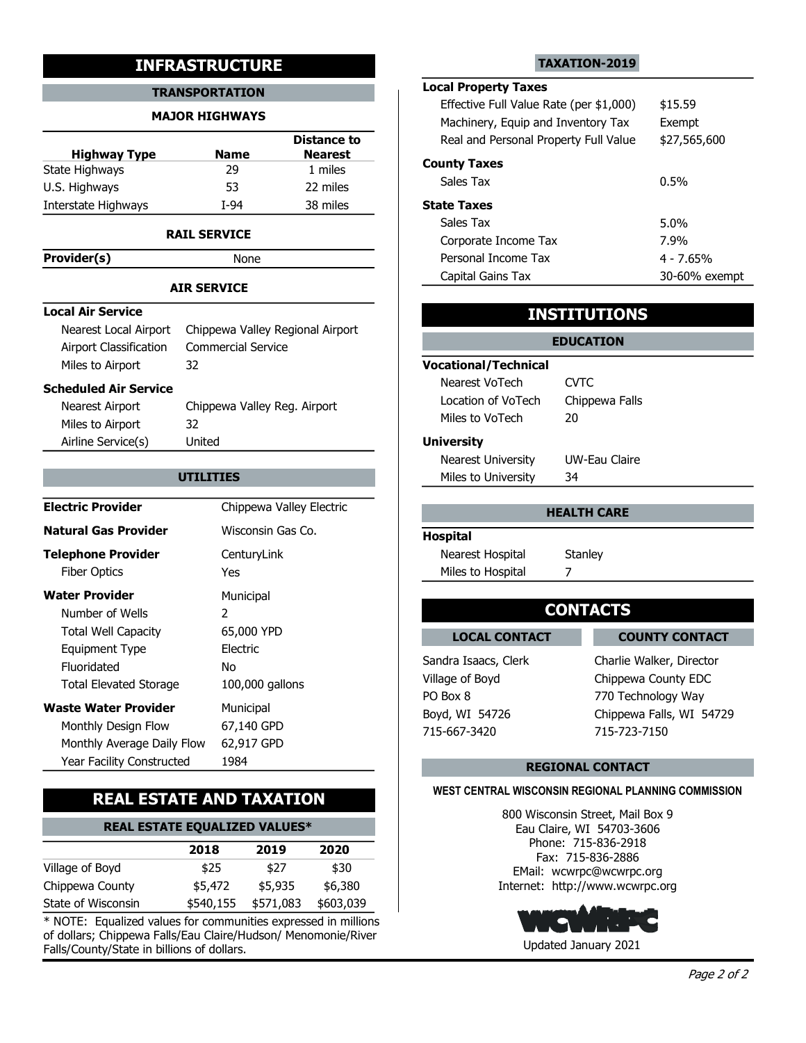# INFRASTRUCTURE

## TRANSPORTATION

### MAJOR HIGHWAYS

| Highway Type | Name | Distance to Nearest |
|---|---|---|
| State Highways | 29 | 1 miles |
| U.S. Highways | 53 | 22 miles |
| Interstate Highways | I-94 | 38 miles |

### RAIL SERVICE

| | |
|---|---|
| **Provider(s)** | None |

### AIR SERVICE

**Local Air Service**

| | |
|---|---|
| Nearest Local Airport | Chippewa Valley Regional Airport |
| Airport Classification | Commercial Service |
| Miles to Airport | 32 |

**Scheduled Air Service**

| | |
|---|---|
| Nearest Airport | Chippewa Valley Reg. Airport |
| Miles to Airport | 32 |
| Airline Service(s) | United |

## UTILITIES

| | |
|---|---|
| **Electric Provider** | Chippewa Valley Electric |
| **Natural Gas Provider** | Wisconsin Gas Co. |
| **Telephone Provider** | CenturyLink |
| Fiber Optics | Yes |
| **Water Provider** | Municipal |
| Number of Wells | 2 |
| Total Well Capacity | 65,000 YPD |
| Equipment Type | Electric |
| Fluoridated | No |
| Total Elevated Storage | 100,000 gallons |
| **Waste Water Provider** | Municipal |
| Monthly Design Flow | 67,140 GPD |
| Monthly Average Daily Flow | 62,917 GPD |
| Year Facility Constructed | 1984 |

# REAL ESTATE AND TAXATION

## REAL ESTATE EQUALIZED VALUES*

| | 2018 | 2019 | 2020 |
|---|---|---|---|
| Village of Boyd | $25 | $27 | $30 |
| Chippewa County | $5,472 | $5,935 | $6,380 |
| State of Wisconsin | $540,155 | $571,083 | $603,039 |

\* NOTE: Equalized values for communities expressed in millions of dollars; Chippewa Falls/Eau Claire/Hudson/ Menomonie/River Falls/County/State in billions of dollars.

## TAXATION-2019

**Local Property Taxes**

| | |
|---|---|
| Effective Full Value Rate (per $1,000) | $15.59 |
| Machinery, Equip and Inventory Tax | Exempt |
| Real and Personal Property Full Value | $27,565,600 |

**County Taxes**

| | |
|---|---|
| Sales Tax | 0.5% |

**State Taxes**

| | |
|---|---|
| Sales Tax | 5.0% |
| Corporate Income Tax | 7.9% |
| Personal Income Tax | 4 - 7.65% |
| Capital Gains Tax | 30-60% exempt |

# INSTITUTIONS

## EDUCATION

**Vocational/Technical**

| | |
|---|---|
| Nearest VoTech | CVTC |
| Location of VoTech | Chippewa Falls |
| Miles to VoTech | 20 |

**University**

| | |
|---|---|
| Nearest University | UW-Eau Claire |
| Miles to University | 34 |

## HEALTH CARE

**Hospital**

| | |
|---|---|
| Nearest Hospital | Stanley |
| Miles to Hospital | 7 |

# CONTACTS

## LOCAL CONTACT

Sandra Isaacs, Clerk
Village of Boyd
PO Box 8
Boyd, WI 54726
715-667-3420

## COUNTY CONTACT

Charlie Walker, Director
Chippewa County EDC
770 Technology Way
Chippewa Falls, WI 54729
715-723-7150

## REGIONAL CONTACT

**WEST CENTRAL WISCONSIN REGIONAL PLANNING COMMISSION**

800 Wisconsin Street, Mail Box 9
Eau Claire, WI 54703-3606
Phone: 715-836-2918
Fax: 715-836-2886
EMail: wcwrpc@wcwrpc.org
Internet: http://www.wcwrpc.org

WCWRPC

Updated January 2021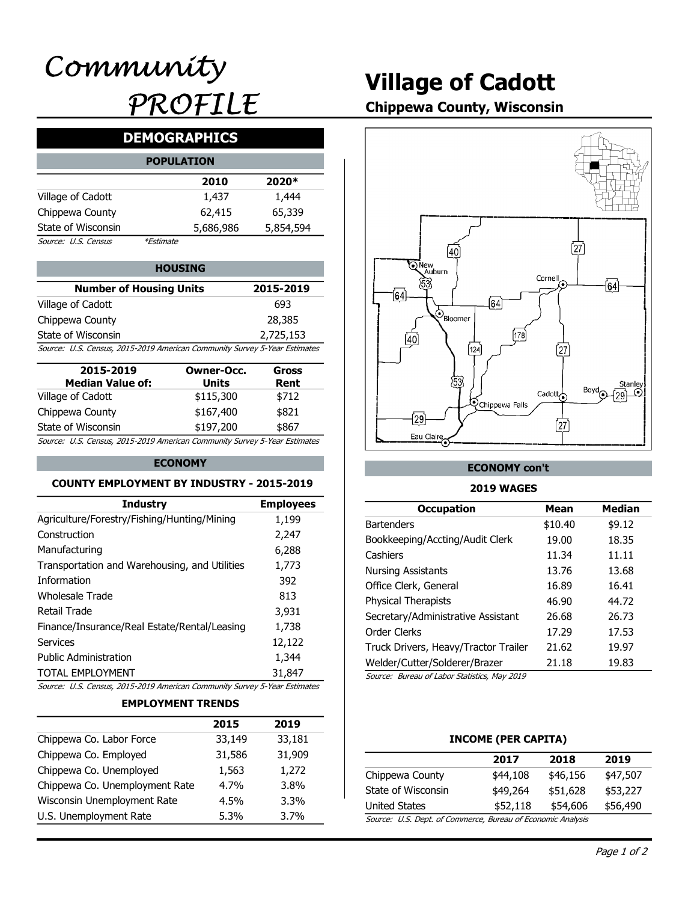# Community PROFILE

# Village of Cadott

**Chippewa County, Wisconsin**

## DEMOGRAPHICS

### POPULATION

| | 2010 | 2020* |
|---|---|---|
| Village of Cadott | 1,437 | 1,444 |
| Chippewa County | 62,415 | 65,339 |
| State of Wisconsin | 5,686,986 | 5,854,594 |

*Source: U.S. Census* *\*Estimate*

### HOUSING

| Number of Housing Units | 2015-2019 |
|---|---|
| Village of Cadott | 693 |
| Chippewa County | 28,385 |
| State of Wisconsin | 2,725,153 |

*Source: U.S. Census, 2015-2019 American Community Survey 5-Year Estimates*

| 2015-2019 Median Value of: | Owner-Occ. Units | Gross Rent |
|---|---|---|
| Village of Cadott | $115,300 | $712 |
| Chippewa County | $167,400 | $821 |
| State of Wisconsin | $197,200 | $867 |

*Source: U.S. Census, 2015-2019 American Community Survey 5-Year Estimates*

### ECONOMY

**COUNTY EMPLOYMENT BY INDUSTRY - 2015-2019**

| Industry | Employees |
|---|---|
| Agriculture/Forestry/Fishing/Hunting/Mining | 1,199 |
| Construction | 2,247 |
| Manufacturing | 6,288 |
| Transportation and Warehousing, and Utilities | 1,773 |
| Information | 392 |
| Wholesale Trade | 813 |
| Retail Trade | 3,931 |
| Finance/Insurance/Real Estate/Rental/Leasing | 1,738 |
| Services | 12,122 |
| Public Administration | 1,344 |
| TOTAL EMPLOYMENT | 31,847 |

*Source: U.S. Census, 2015-2019 American Community Survey 5-Year Estimates*

**EMPLOYMENT TRENDS**

| | 2015 | 2019 |
|---|---|---|
| Chippewa Co. Labor Force | 33,149 | 33,181 |
| Chippewa Co. Employed | 31,586 | 31,909 |
| Chippewa Co. Unemployed | 1,563 | 1,272 |
| Chippewa Co. Unemployment Rate | 4.7% | 3.8% |
| Wisconsin Unemployment Rate | 4.5% | 3.3% |
| U.S. Unemployment Rate | 5.3% | 3.7% |

### ECONOMY con't

**2019 WAGES**

| Occupation | Mean | Median |
|---|---|---|
| Bartenders | $10.40 | $9.12 |
| Bookkeeping/Accting/Audit Clerk | 19.00 | 18.35 |
| Cashiers | 11.34 | 11.11 |
| Nursing Assistants | 13.76 | 13.68 |
| Office Clerk, General | 16.89 | 16.41 |
| Physical Therapists | 46.90 | 44.72 |
| Secretary/Administrative Assistant | 26.68 | 26.73 |
| Order Clerks | 17.29 | 17.53 |
| Truck Drivers, Heavy/Tractor Trailer | 21.62 | 19.97 |
| Welder/Cutter/Solderer/Brazer | 21.18 | 19.83 |

*Source: Bureau of Labor Statistics, May 2019*

**INCOME (PER CAPITA)**

| | 2017 | 2018 | 2019 |
|---|---|---|---|
| Chippewa County | $44,108 | $46,156 | $47,507 |
| State of Wisconsin | $49,264 | $51,628 | $53,227 |
| United States | $52,118 | $54,606 | $56,490 |

*Source: U.S. Dept. of Commerce, Bureau of Economic Analysis*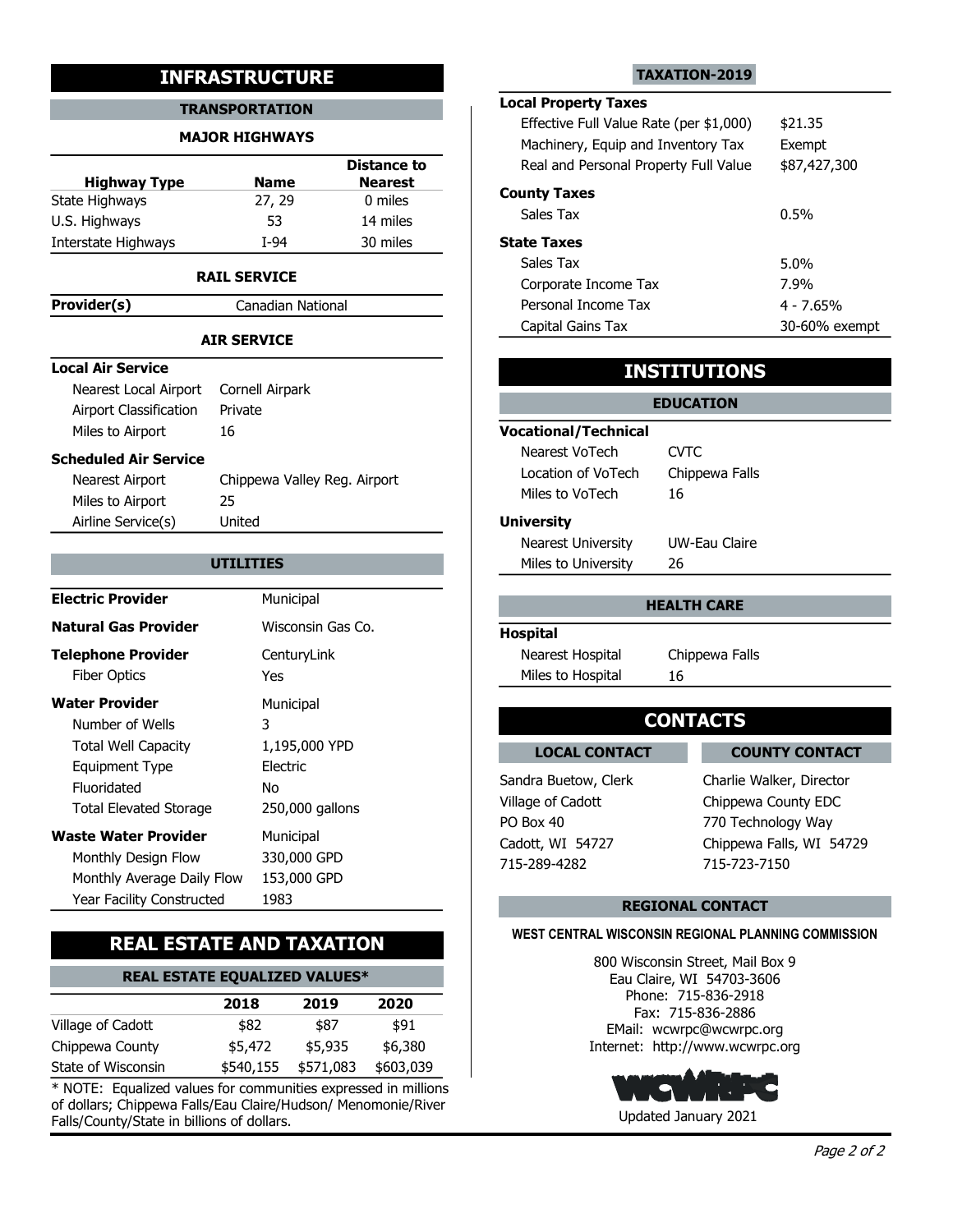# INFRASTRUCTURE

## TRANSPORTATION

### MAJOR HIGHWAYS

| Highway Type | Name | Distance to Nearest |
|---|---|---|
| State Highways | 27, 29 | 0 miles |
| U.S. Highways | 53 | 14 miles |
| Interstate Highways | I-94 | 30 miles |

### RAIL SERVICE

**Provider(s)** Canadian National

### AIR SERVICE

**Local Air Service**

- Nearest Local Airport: Cornell Airpark
- Airport Classification: Private
- Miles to Airport: 16

**Scheduled Air Service**

- Nearest Airport: Chippewa Valley Reg. Airport
- Miles to Airport: 25
- Airline Service(s): United

## UTILITIES

**Electric Provider**: Municipal

**Natural Gas Provider**: Wisconsin Gas Co.

**Telephone Provider**: CenturyLink

- Fiber Optics: Yes

**Water Provider**: Municipal

- Number of Wells: 3
- Total Well Capacity: 1,195,000 YPD
- Equipment Type: Electric
- Fluoridated: No
- Total Elevated Storage: 250,000 gallons

**Waste Water Provider**: Municipal

- Monthly Design Flow: 330,000 GPD
- Monthly Average Daily Flow: 153,000 GPD
- Year Facility Constructed: 1983

# REAL ESTATE AND TAXATION

## REAL ESTATE EQUALIZED VALUES*

| | 2018 | 2019 | 2020 |
|---|---|---|---|
| Village of Cadott | $82 | $87 | $91 |
| Chippewa County | $5,472 | $5,935 | $6,380 |
| State of Wisconsin | $540,155 | $571,083 | $603,039 |

* NOTE: Equalized values for communities expressed in millions of dollars; Chippewa Falls/Eau Claire/Hudson/ Menomonie/River Falls/County/State in billions of dollars.

## TAXATION-2019

**Local Property Taxes**

| | |
|---|---|
| Effective Full Value Rate (per $1,000) | $21.35 |
| Machinery, Equip and Inventory Tax | Exempt |
| Real and Personal Property Full Value | $87,427,300 |

**County Taxes**

| | |
|---|---|
| Sales Tax | 0.5% |

**State Taxes**

| | |
|---|---|
| Sales Tax | 5.0% |
| Corporate Income Tax | 7.9% |
| Personal Income Tax | 4 - 7.65% |
| Capital Gains Tax | 30-60% exempt |

# INSTITUTIONS

## EDUCATION

**Vocational/Technical**

- Nearest VoTech: CVTC
- Location of VoTech: Chippewa Falls
- Miles to VoTech: 16

**University**

- Nearest University: UW-Eau Claire
- Miles to University: 26

## HEALTH CARE

**Hospital**

- Nearest Hospital: Chippewa Falls
- Miles to Hospital: 16

# CONTACTS

## LOCAL CONTACT

Sandra Buetow, Clerk
Village of Cadott
PO Box 40
Cadott, WI 54727
715-289-4282

## COUNTY CONTACT

Charlie Walker, Director
Chippewa County EDC
770 Technology Way
Chippewa Falls, WI 54729
715-723-7150

## REGIONAL CONTACT

**WEST CENTRAL WISCONSIN REGIONAL PLANNING COMMISSION**

800 Wisconsin Street, Mail Box 9
Eau Claire, WI 54703-3606
Phone: 715-836-2918
Fax: 715-836-2886
EMail: wcwrpc@wcwrpc.org
Internet: http://www.wcwrpc.org

WCWRPC

Updated January 2021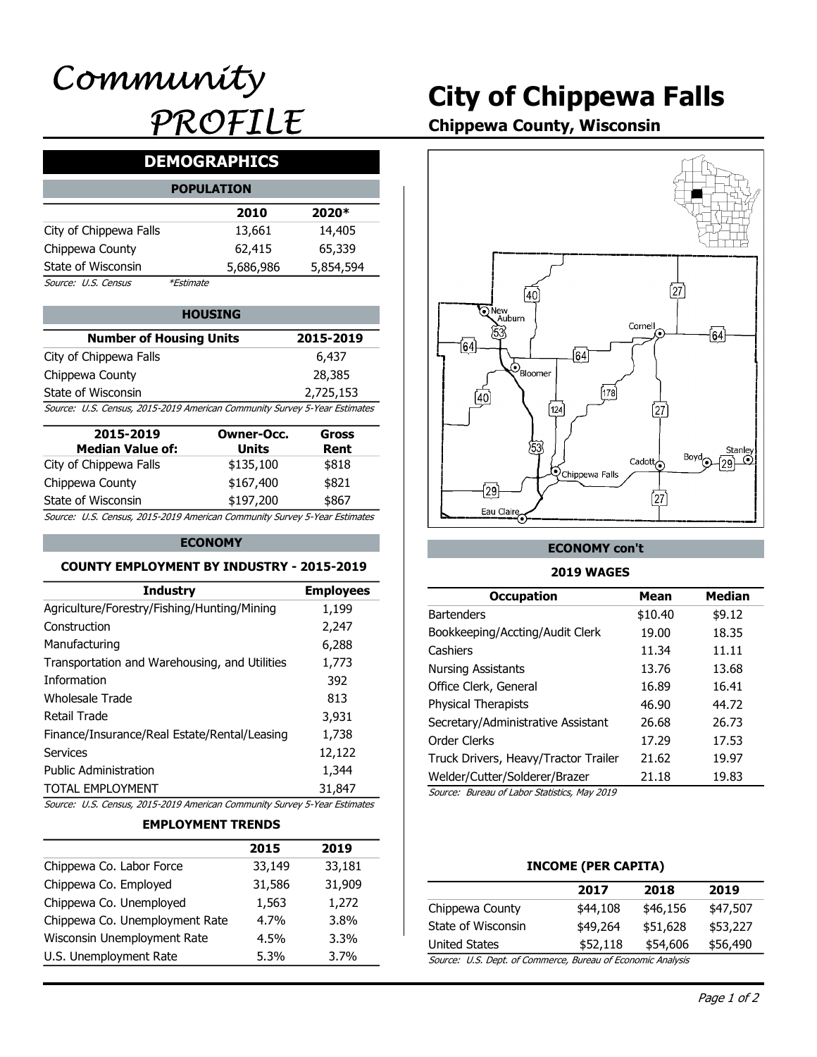# Community PROFILE

# City of Chippewa Falls

**Chippewa County, Wisconsin**

## DEMOGRAPHICS

### POPULATION

| | 2010 | 2020* |
|---|---|---|
| City of Chippewa Falls | 13,661 | 14,405 |
| Chippewa County | 62,415 | 65,339 |
| State of Wisconsin | 5,686,986 | 5,854,594 |

*Source: U.S. Census* *\*Estimate*

### HOUSING

| Number of Housing Units | 2015-2019 |
|---|---|
| City of Chippewa Falls | 6,437 |
| Chippewa County | 28,385 |
| State of Wisconsin | 2,725,153 |

*Source: U.S. Census, 2015-2019 American Community Survey 5-Year Estimates*

| 2015-2019 Median Value of: | Owner-Occ. Units | Gross Rent |
|---|---|---|
| City of Chippewa Falls | $135,100 | $818 |
| Chippewa County | $167,400 | $821 |
| State of Wisconsin | $197,200 | $867 |

*Source: U.S. Census, 2015-2019 American Community Survey 5-Year Estimates*

### ECONOMY

#### COUNTY EMPLOYMENT BY INDUSTRY - 2015-2019

| Industry | Employees |
|---|---|
| Agriculture/Forestry/Fishing/Hunting/Mining | 1,199 |
| Construction | 2,247 |
| Manufacturing | 6,288 |
| Transportation and Warehousing, and Utilities | 1,773 |
| Information | 392 |
| Wholesale Trade | 813 |
| Retail Trade | 3,931 |
| Finance/Insurance/Real Estate/Rental/Leasing | 1,738 |
| Services | 12,122 |
| Public Administration | 1,344 |
| TOTAL EMPLOYMENT | 31,847 |

*Source: U.S. Census, 2015-2019 American Community Survey 5-Year Estimates*

#### EMPLOYMENT TRENDS

| | 2015 | 2019 |
|---|---|---|
| Chippewa Co. Labor Force | 33,149 | 33,181 |
| Chippewa Co. Employed | 31,586 | 31,909 |
| Chippewa Co. Unemployed | 1,563 | 1,272 |
| Chippewa Co. Unemployment Rate | 4.7% | 3.8% |
| Wisconsin Unemployment Rate | 4.5% | 3.3% |
| U.S. Unemployment Rate | 5.3% | 3.7% |

### ECONOMY con't

#### 2019 WAGES

| Occupation | Mean | Median |
|---|---|---|
| Bartenders | $10.40 | $9.12 |
| Bookkeeping/Accting/Audit Clerk | 19.00 | 18.35 |
| Cashiers | 11.34 | 11.11 |
| Nursing Assistants | 13.76 | 13.68 |
| Office Clerk, General | 16.89 | 16.41 |
| Physical Therapists | 46.90 | 44.72 |
| Secretary/Administrative Assistant | 26.68 | 26.73 |
| Order Clerks | 17.29 | 17.53 |
| Truck Drivers, Heavy/Tractor Trailer | 21.62 | 19.97 |
| Welder/Cutter/Solderer/Brazer | 21.18 | 19.83 |

*Source: Bureau of Labor Statistics, May 2019*

#### INCOME (PER CAPITA)

| | 2017 | 2018 | 2019 |
|---|---|---|---|
| Chippewa County | $44,108 | $46,156 | $47,507 |
| State of Wisconsin | $49,264 | $51,628 | $53,227 |
| United States | $52,118 | $54,606 | $56,490 |

*Source: U.S. Dept. of Commerce, Bureau of Economic Analysis*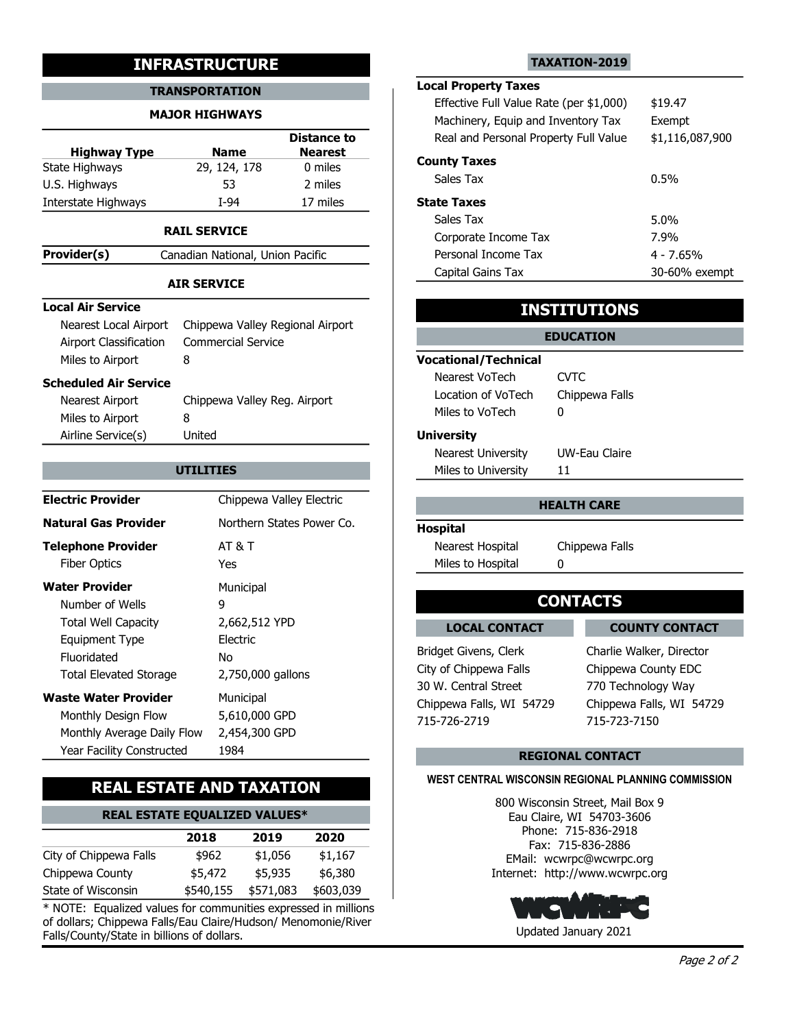# INFRASTRUCTURE

## TRANSPORTATION

### MAJOR HIGHWAYS

| Highway Type | Name | Distance to Nearest |
|---|---|---|
| State Highways | 29, 124, 178 | 0 miles |
| U.S. Highways | 53 | 2 miles |
| Interstate Highways | I-94 | 17 miles |

### RAIL SERVICE

**Provider(s)** Canadian National, Union Pacific

### AIR SERVICE

**Local Air Service**

| | |
|---|---|
| Nearest Local Airport | Chippewa Valley Regional Airport |
| Airport Classification | Commercial Service |
| Miles to Airport | 8 |

**Scheduled Air Service**

| | |
|---|---|
| Nearest Airport | Chippewa Valley Reg. Airport |
| Miles to Airport | 8 |
| Airline Service(s) | United |

## UTILITIES

| | |
|---|---|
| **Electric Provider** | Chippewa Valley Electric |
| **Natural Gas Provider** | Northern States Power Co. |
| **Telephone Provider** | AT & T |
| Fiber Optics | Yes |
| **Water Provider** | Municipal |
| Number of Wells | 9 |
| Total Well Capacity | 2,662,512 YPD |
| Equipment Type | Electric |
| Fluoridated | No |
| Total Elevated Storage | 2,750,000 gallons |
| **Waste Water Provider** | Municipal |
| Monthly Design Flow | 5,610,000 GPD |
| Monthly Average Daily Flow | 2,454,300 GPD |
| Year Facility Constructed | 1984 |

# REAL ESTATE AND TAXATION

## REAL ESTATE EQUALIZED VALUES*

| | 2018 | 2019 | 2020 |
|---|---|---|---|
| City of Chippewa Falls | $962 | $1,056 | $1,167 |
| Chippewa County | $5,472 | $5,935 | $6,380 |
| State of Wisconsin | $540,155 | $571,083 | $603,039 |

* NOTE: Equalized values for communities expressed in millions of dollars; Chippewa Falls/Eau Claire/Hudson/ Menomonie/River Falls/County/State in billions of dollars.

## TAXATION-2019

**Local Property Taxes**

| | |
|---|---|
| Effective Full Value Rate (per $1,000) | $19.47 |
| Machinery, Equip and Inventory Tax | Exempt |
| Real and Personal Property Full Value | $1,116,087,900 |

**County Taxes**

| | |
|---|---|
| Sales Tax | 0.5% |

**State Taxes**

| | |
|---|---|
| Sales Tax | 5.0% |
| Corporate Income Tax | 7.9% |
| Personal Income Tax | 4 - 7.65% |
| Capital Gains Tax | 30-60% exempt |

# INSTITUTIONS

## EDUCATION

**Vocational/Technical**

| | |
|---|---|
| Nearest VoTech | CVTC |
| Location of VoTech | Chippewa Falls |
| Miles to VoTech | 0 |

**University**

| | |
|---|---|
| Nearest University | UW-Eau Claire |
| Miles to University | 11 |

## HEALTH CARE

**Hospital**

| | |
|---|---|
| Nearest Hospital | Chippewa Falls |
| Miles to Hospital | 0 |

# CONTACTS

## LOCAL CONTACT

Bridget Givens, Clerk
City of Chippewa Falls
30 W. Central Street
Chippewa Falls, WI 54729
715-726-2719

## COUNTY CONTACT

Charlie Walker, Director
Chippewa County EDC
770 Technology Way
Chippewa Falls, WI 54729
715-723-7150

## REGIONAL CONTACT

**WEST CENTRAL WISCONSIN REGIONAL PLANNING COMMISSION**

800 Wisconsin Street, Mail Box 9
Eau Claire, WI 54703-3606
Phone: 715-836-2918
Fax: 715-836-2886
EMail: wcwrpc@wcwrpc.org
Internet: http://www.wcwrpc.org

WCWRPC

Updated January 2021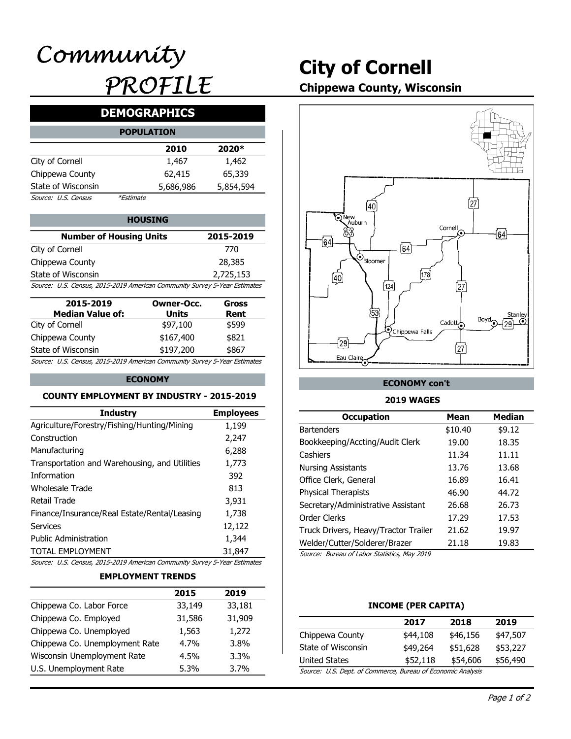# Community PROFILE

# City of Cornell

**Chippewa County, Wisconsin**

## DEMOGRAPHICS

### POPULATION

| | 2010 | 2020* |
|---|---|---|
| City of Cornell | 1,467 | 1,462 |
| Chippewa County | 62,415 | 65,339 |
| State of Wisconsin | 5,686,986 | 5,854,594 |

*Source: U.S. Census* *\*Estimate*

### HOUSING

| Number of Housing Units | 2015-2019 |
|---|---|
| City of Cornell | 770 |
| Chippewa County | 28,385 |
| State of Wisconsin | 2,725,153 |

*Source: U.S. Census, 2015-2019 American Community Survey 5-Year Estimates*

| 2015-2019 Median Value of: | Owner-Occ. Units | Gross Rent |
|---|---|---|
| City of Cornell | $97,100 | $599 |
| Chippewa County | $167,400 | $821 |
| State of Wisconsin | $197,200 | $867 |

*Source: U.S. Census, 2015-2019 American Community Survey 5-Year Estimates*

### ECONOMY

**COUNTY EMPLOYMENT BY INDUSTRY - 2015-2019**

| Industry | Employees |
|---|---|
| Agriculture/Forestry/Fishing/Hunting/Mining | 1,199 |
| Construction | 2,247 |
| Manufacturing | 6,288 |
| Transportation and Warehousing, and Utilities | 1,773 |
| Information | 392 |
| Wholesale Trade | 813 |
| Retail Trade | 3,931 |
| Finance/Insurance/Real Estate/Rental/Leasing | 1,738 |
| Services | 12,122 |
| Public Administration | 1,344 |
| TOTAL EMPLOYMENT | 31,847 |

*Source: U.S. Census, 2015-2019 American Community Survey 5-Year Estimates*

**EMPLOYMENT TRENDS**

| | 2015 | 2019 |
|---|---|---|
| Chippewa Co. Labor Force | 33,149 | 33,181 |
| Chippewa Co. Employed | 31,586 | 31,909 |
| Chippewa Co. Unemployed | 1,563 | 1,272 |
| Chippewa Co. Unemployment Rate | 4.7% | 3.8% |
| Wisconsin Unemployment Rate | 4.5% | 3.3% |
| U.S. Unemployment Rate | 5.3% | 3.7% |

### ECONOMY con't

**2019 WAGES**

| Occupation | Mean | Median |
|---|---|---|
| Bartenders | $10.40 | $9.12 |
| Bookkeeping/Accting/Audit Clerk | 19.00 | 18.35 |
| Cashiers | 11.34 | 11.11 |
| Nursing Assistants | 13.76 | 13.68 |
| Office Clerk, General | 16.89 | 16.41 |
| Physical Therapists | 46.90 | 44.72 |
| Secretary/Administrative Assistant | 26.68 | 26.73 |
| Order Clerks | 17.29 | 17.53 |
| Truck Drivers, Heavy/Tractor Trailer | 21.62 | 19.97 |
| Welder/Cutter/Solderer/Brazer | 21.18 | 19.83 |

*Source: Bureau of Labor Statistics, May 2019*

**INCOME (PER CAPITA)**

| | 2017 | 2018 | 2019 |
|---|---|---|---|
| Chippewa County | $44,108 | $46,156 | $47,507 |
| State of Wisconsin | $49,264 | $51,628 | $53,227 |
| United States | $52,118 | $54,606 | $56,490 |

*Source: U.S. Dept. of Commerce, Bureau of Economic Analysis*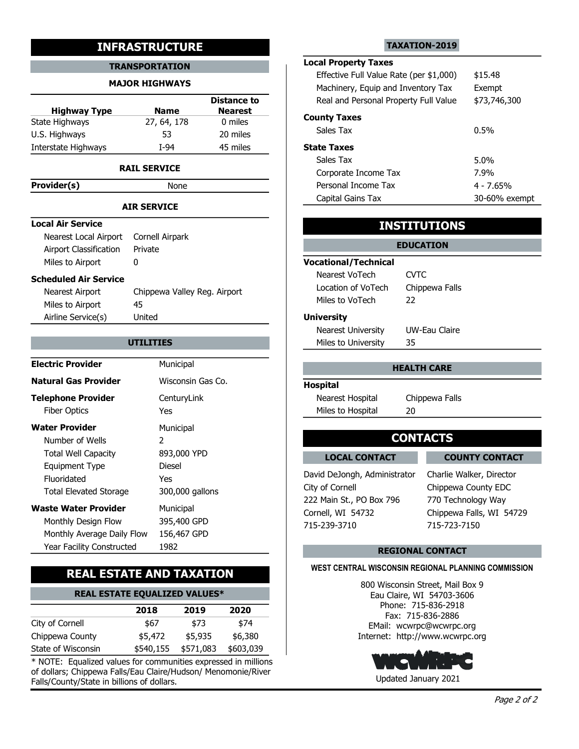# INFRASTRUCTURE

## TRANSPORTATION

### MAJOR HIGHWAYS

| Highway Type | Name | Distance to Nearest |
|---|---|---|
| State Highways | 27, 64, 178 | 0 miles |
| U.S. Highways | 53 | 20 miles |
| Interstate Highways | I-94 | 45 miles |

### RAIL SERVICE

| | |
|---|---|
| **Provider(s)** | None |

### AIR SERVICE

**Local Air Service**

| | |
|---|---|
| Nearest Local Airport | Cornell Airpark |
| Airport Classification | Private |
| Miles to Airport | 0 |

**Scheduled Air Service**

| | |
|---|---|
| Nearest Airport | Chippewa Valley Reg. Airport |
| Miles to Airport | 45 |
| Airline Service(s) | United |

## UTILITIES

| | |
|---|---|
| **Electric Provider** | Municipal |
| **Natural Gas Provider** | Wisconsin Gas Co. |
| **Telephone Provider** | CenturyLink |
| Fiber Optics | Yes |
| **Water Provider** | Municipal |
| Number of Wells | 2 |
| Total Well Capacity | 893,000 YPD |
| Equipment Type | Diesel |
| Fluoridated | Yes |
| Total Elevated Storage | 300,000 gallons |
| **Waste Water Provider** | Municipal |
| Monthly Design Flow | 395,400 GPD |
| Monthly Average Daily Flow | 156,467 GPD |
| Year Facility Constructed | 1982 |

# REAL ESTATE AND TAXATION

## REAL ESTATE EQUALIZED VALUES*

| | 2018 | 2019 | 2020 |
|---|---|---|---|
| City of Cornell | $67 | $73 | $74 |
| Chippewa County | $5,472 | $5,935 | $6,380 |
| State of Wisconsin | $540,155 | $571,083 | $603,039 |

* NOTE: Equalized values for communities expressed in millions of dollars; Chippewa Falls/Eau Claire/Hudson/ Menomonie/River Falls/County/State in billions of dollars.

## TAXATION-2019

**Local Property Taxes**

| | |
|---|---|
| Effective Full Value Rate (per $1,000) | $15.48 |
| Machinery, Equip and Inventory Tax | Exempt |
| Real and Personal Property Full Value | $73,746,300 |

**County Taxes**

| | |
|---|---|
| Sales Tax | 0.5% |

**State Taxes**

| | |
|---|---|
| Sales Tax | 5.0% |
| Corporate Income Tax | 7.9% |
| Personal Income Tax | 4 - 7.65% |
| Capital Gains Tax | 30-60% exempt |

# INSTITUTIONS

## EDUCATION

**Vocational/Technical**

| | |
|---|---|
| Nearest VoTech | CVTC |
| Location of VoTech | Chippewa Falls |
| Miles to VoTech | 22 |

**University**

| | |
|---|---|
| Nearest University | UW-Eau Claire |
| Miles to University | 35 |

## HEALTH CARE

**Hospital**

| | |
|---|---|
| Nearest Hospital | Chippewa Falls |
| Miles to Hospital | 20 |

# CONTACTS

## LOCAL CONTACT

David DeJongh, Administrator
City of Cornell
222 Main St., PO Box 796
Cornell, WI 54732
715-239-3710

## COUNTY CONTACT

Charlie Walker, Director
Chippewa County EDC
770 Technology Way
Chippewa Falls, WI 54729
715-723-7150

## REGIONAL CONTACT

**WEST CENTRAL WISCONSIN REGIONAL PLANNING COMMISSION**

800 Wisconsin Street, Mail Box 9
Eau Claire, WI 54703-3606
Phone: 715-836-2918
Fax: 715-836-2886
EMail: wcwrpc@wcwrpc.org
Internet: http://www.wcwrpc.org

WCWRPC

Updated January 2021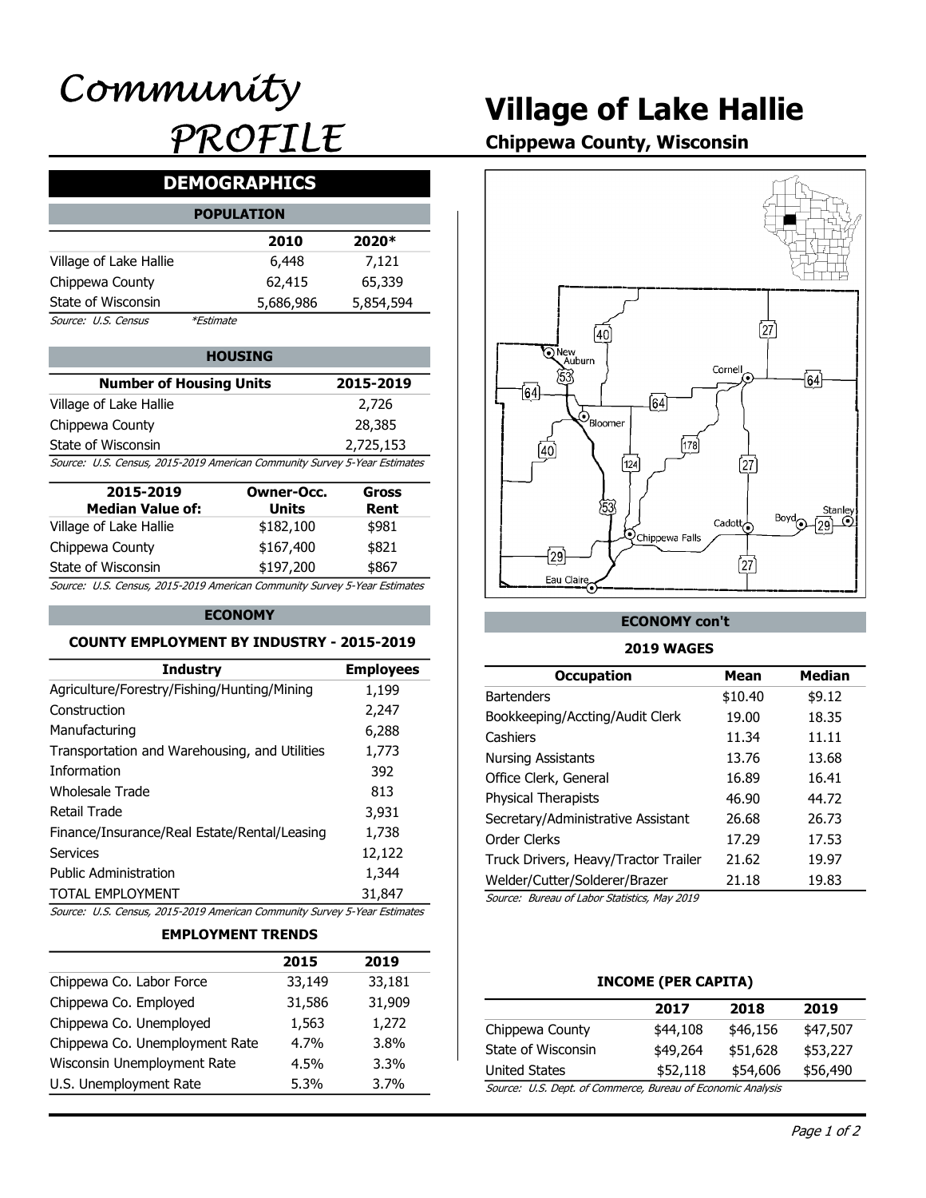# Community PROFILE

# Village of Lake Hallie

**Chippewa County, Wisconsin**

## DEMOGRAPHICS

### POPULATION

| | 2010 | 2020* |
|---|---|---|
| Village of Lake Hallie | 6,448 | 7,121 |
| Chippewa County | 62,415 | 65,339 |
| State of Wisconsin | 5,686,986 | 5,854,594 |

*Source: U.S. Census* *\*Estimate*

### HOUSING

| Number of Housing Units | 2015-2019 |
|---|---|
| Village of Lake Hallie | 2,726 |
| Chippewa County | 28,385 |
| State of Wisconsin | 2,725,153 |

*Source: U.S. Census, 2015-2019 American Community Survey 5-Year Estimates*

| 2015-2019 Median Value of: | Owner-Occ. Units | Gross Rent |
|---|---|---|
| Village of Lake Hallie | $182,100 | $981 |
| Chippewa County | $167,400 | $821 |
| State of Wisconsin | $197,200 | $867 |

*Source: U.S. Census, 2015-2019 American Community Survey 5-Year Estimates*

### ECONOMY

#### COUNTY EMPLOYMENT BY INDUSTRY - 2015-2019

| Industry | Employees |
|---|---|
| Agriculture/Forestry/Fishing/Hunting/Mining | 1,199 |
| Construction | 2,247 |
| Manufacturing | 6,288 |
| Transportation and Warehousing, and Utilities | 1,773 |
| Information | 392 |
| Wholesale Trade | 813 |
| Retail Trade | 3,931 |
| Finance/Insurance/Real Estate/Rental/Leasing | 1,738 |
| Services | 12,122 |
| Public Administration | 1,344 |
| TOTAL EMPLOYMENT | 31,847 |

*Source: U.S. Census, 2015-2019 American Community Survey 5-Year Estimates*

#### EMPLOYMENT TRENDS

| | 2015 | 2019 |
|---|---|---|
| Chippewa Co. Labor Force | 33,149 | 33,181 |
| Chippewa Co. Employed | 31,586 | 31,909 |
| Chippewa Co. Unemployed | 1,563 | 1,272 |
| Chippewa Co. Unemployment Rate | 4.7% | 3.8% |
| Wisconsin Unemployment Rate | 4.5% | 3.3% |
| U.S. Unemployment Rate | 5.3% | 3.7% |

### ECONOMY con't

#### 2019 WAGES

| Occupation | Mean | Median |
|---|---|---|
| Bartenders | $10.40 | $9.12 |
| Bookkeeping/Accting/Audit Clerk | 19.00 | 18.35 |
| Cashiers | 11.34 | 11.11 |
| Nursing Assistants | 13.76 | 13.68 |
| Office Clerk, General | 16.89 | 16.41 |
| Physical Therapists | 46.90 | 44.72 |
| Secretary/Administrative Assistant | 26.68 | 26.73 |
| Order Clerks | 17.29 | 17.53 |
| Truck Drivers, Heavy/Tractor Trailer | 21.62 | 19.97 |
| Welder/Cutter/Solderer/Brazer | 21.18 | 19.83 |

*Source: Bureau of Labor Statistics, May 2019*

#### INCOME (PER CAPITA)

| | 2017 | 2018 | 2019 |
|---|---|---|---|
| Chippewa County | $44,108 | $46,156 | $47,507 |
| State of Wisconsin | $49,264 | $51,628 | $53,227 |
| United States | $52,118 | $54,606 | $56,490 |

*Source: U.S. Dept. of Commerce, Bureau of Economic Analysis*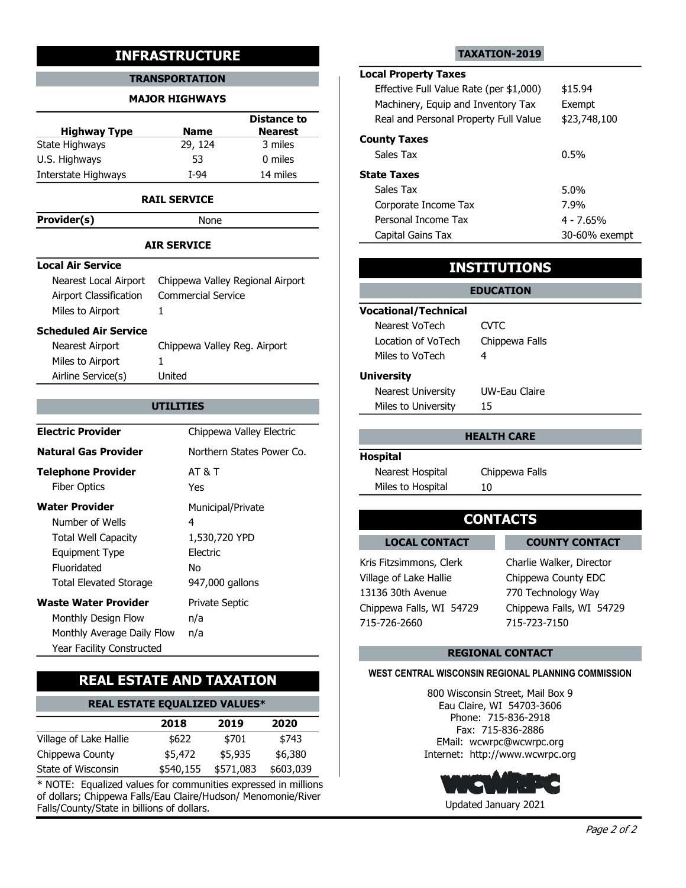# INFRASTRUCTURE

## TRANSPORTATION

### MAJOR HIGHWAYS

| Highway Type | Name | Distance to Nearest |
|---|---|---|
| State Highways | 29, 124 | 3 miles |
| U.S. Highways | 53 | 0 miles |
| Interstate Highways | I-94 | 14 miles |

### RAIL SERVICE

| Provider(s) | None |
|---|---|

### AIR SERVICE

**Local Air Service**

| | |
|---|---|
| Nearest Local Airport | Chippewa Valley Regional Airport |
| Airport Classification | Commercial Service |
| Miles to Airport | 1 |

**Scheduled Air Service**

| | |
|---|---|
| Nearest Airport | Chippewa Valley Reg. Airport |
| Miles to Airport | 1 |
| Airline Service(s) | United |

## UTILITIES

| | |
|---|---|
| **Electric Provider** | Chippewa Valley Electric |
| **Natural Gas Provider** | Northern States Power Co. |
| **Telephone Provider** | AT & T |
| Fiber Optics | Yes |
| **Water Provider** | Municipal/Private |
| Number of Wells | 4 |
| Total Well Capacity | 1,530,720 YPD |
| Equipment Type | Electric |
| Fluoridated | No |
| Total Elevated Storage | 947,000 gallons |
| **Waste Water Provider** | Private Septic |
| Monthly Design Flow | n/a |
| Monthly Average Daily Flow | n/a |
| Year Facility Constructed | |

# REAL ESTATE AND TAXATION

## REAL ESTATE EQUALIZED VALUES*

| | 2018 | 2019 | 2020 |
|---|---|---|---|
| Village of Lake Hallie | $622 | $701 | $743 |
| Chippewa County | $5,472 | $5,935 | $6,380 |
| State of Wisconsin | $540,155 | $571,083 | $603,039 |

* NOTE: Equalized values for communities expressed in millions of dollars; Chippewa Falls/Eau Claire/Hudson/ Menomonie/River Falls/County/State in billions of dollars.

## TAXATION-2019

**Local Property Taxes**

| | |
|---|---|
| Effective Full Value Rate (per $1,000) | $15.94 |
| Machinery, Equip and Inventory Tax | Exempt |
| Real and Personal Property Full Value | $23,748,100 |

**County Taxes**

| | |
|---|---|
| Sales Tax | 0.5% |

**State Taxes**

| | |
|---|---|
| Sales Tax | 5.0% |
| Corporate Income Tax | 7.9% |
| Personal Income Tax | 4 - 7.65% |
| Capital Gains Tax | 30-60% exempt |

# INSTITUTIONS

## EDUCATION

**Vocational/Technical**

| | |
|---|---|
| Nearest VoTech | CVTC |
| Location of VoTech | Chippewa Falls |
| Miles to VoTech | 4 |

**University**

| | |
|---|---|
| Nearest University | UW-Eau Claire |
| Miles to University | 15 |

## HEALTH CARE

**Hospital**

| | |
|---|---|
| Nearest Hospital | Chippewa Falls |
| Miles to Hospital | 10 |

# CONTACTS

## LOCAL CONTACT

Kris Fitzsimmons, Clerk
Village of Lake Hallie
13136 30th Avenue
Chippewa Falls, WI 54729
715-726-2660

## COUNTY CONTACT

Charlie Walker, Director
Chippewa County EDC
770 Technology Way
Chippewa Falls, WI 54729
715-723-7150

## REGIONAL CONTACT

**WEST CENTRAL WISCONSIN REGIONAL PLANNING COMMISSION**

800 Wisconsin Street, Mail Box 9
Eau Claire, WI 54703-3606
Phone: 715-836-2918
Fax: 715-836-2886
EMail: wcwrpc@wcwrpc.org
Internet: http://www.wcwrpc.org

WCWRPC

Updated January 2021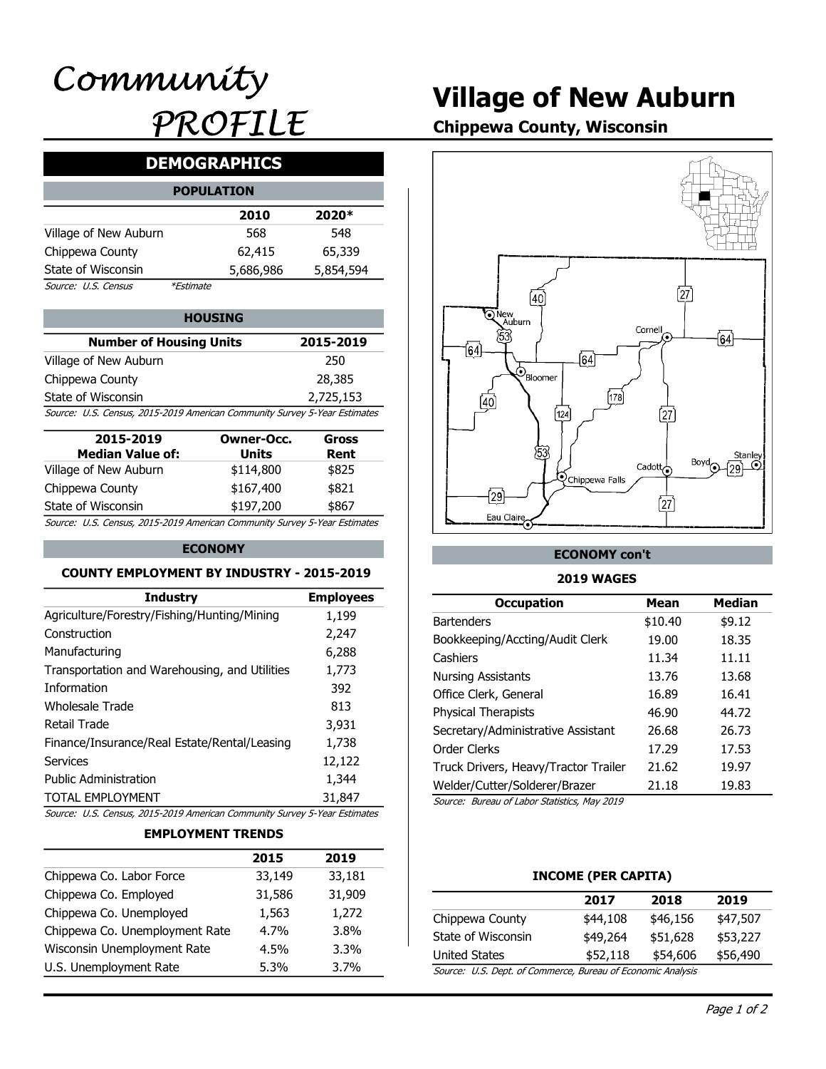# Community PROFILE

# Village of New Auburn

**Chippewa County, Wisconsin**

## DEMOGRAPHICS

### POPULATION

| | 2010 | 2020* |
|---|---|---|
| Village of New Auburn | 568 | 548 |
| Chippewa County | 62,415 | 65,339 |
| State of Wisconsin | 5,686,986 | 5,854,594 |

*Source: U.S. Census* *\*Estimate*

### HOUSING

| Number of Housing Units | 2015-2019 |
|---|---|
| Village of New Auburn | 250 |
| Chippewa County | 28,385 |
| State of Wisconsin | 2,725,153 |

*Source: U.S. Census, 2015-2019 American Community Survey 5-Year Estimates*

| 2015-2019 Median Value of: | Owner-Occ. Units | Gross Rent |
|---|---|---|
| Village of New Auburn | $114,800 | $825 |
| Chippewa County | $167,400 | $821 |
| State of Wisconsin | $197,200 | $867 |

*Source: U.S. Census, 2015-2019 American Community Survey 5-Year Estimates*

### ECONOMY

**COUNTY EMPLOYMENT BY INDUSTRY - 2015-2019**

| Industry | Employees |
|---|---|
| Agriculture/Forestry/Fishing/Hunting/Mining | 1,199 |
| Construction | 2,247 |
| Manufacturing | 6,288 |
| Transportation and Warehousing, and Utilities | 1,773 |
| Information | 392 |
| Wholesale Trade | 813 |
| Retail Trade | 3,931 |
| Finance/Insurance/Real Estate/Rental/Leasing | 1,738 |
| Services | 12,122 |
| Public Administration | 1,344 |
| TOTAL EMPLOYMENT | 31,847 |

*Source: U.S. Census, 2015-2019 American Community Survey 5-Year Estimates*

**EMPLOYMENT TRENDS**

| | 2015 | 2019 |
|---|---|---|
| Chippewa Co. Labor Force | 33,149 | 33,181 |
| Chippewa Co. Employed | 31,586 | 31,909 |
| Chippewa Co. Unemployed | 1,563 | 1,272 |
| Chippewa Co. Unemployment Rate | 4.7% | 3.8% |
| Wisconsin Unemployment Rate | 4.5% | 3.3% |
| U.S. Unemployment Rate | 5.3% | 3.7% |

### ECONOMY con't

**2019 WAGES**

| Occupation | Mean | Median |
|---|---|---|
| Bartenders | $10.40 | $9.12 |
| Bookkeeping/Accting/Audit Clerk | 19.00 | 18.35 |
| Cashiers | 11.34 | 11.11 |
| Nursing Assistants | 13.76 | 13.68 |
| Office Clerk, General | 16.89 | 16.41 |
| Physical Therapists | 46.90 | 44.72 |
| Secretary/Administrative Assistant | 26.68 | 26.73 |
| Order Clerks | 17.29 | 17.53 |
| Truck Drivers, Heavy/Tractor Trailer | 21.62 | 19.97 |
| Welder/Cutter/Solderer/Brazer | 21.18 | 19.83 |

*Source: Bureau of Labor Statistics, May 2019*

**INCOME (PER CAPITA)**

| | 2017 | 2018 | 2019 |
|---|---|---|---|
| Chippewa County | $44,108 | $46,156 | $47,507 |
| State of Wisconsin | $49,264 | $51,628 | $53,227 |
| United States | $52,118 | $54,606 | $56,490 |

*Source: U.S. Dept. of Commerce, Bureau of Economic Analysis*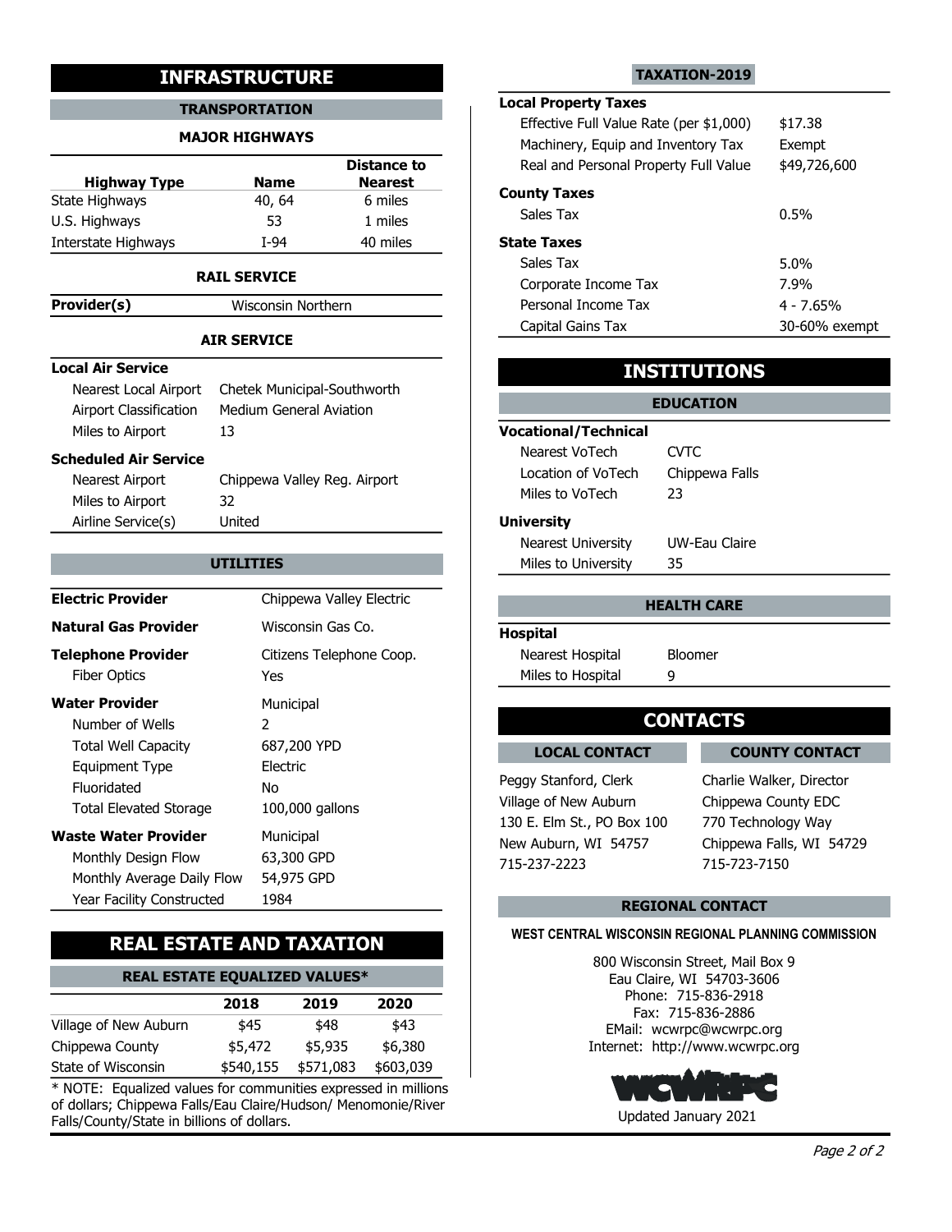# INFRASTRUCTURE

## TRANSPORTATION

### MAJOR HIGHWAYS

| Highway Type | Name | Distance to Nearest |
|---|---|---|
| State Highways | 40, 64 | 6 miles |
| U.S. Highways | 53 | 1 miles |
| Interstate Highways | I-94 | 40 miles |

### RAIL SERVICE

| | |
|---|---|
| **Provider(s)** | Wisconsin Northern |

### AIR SERVICE

**Local Air Service**

| | |
|---|---|
| Nearest Local Airport | Chetek Municipal-Southworth |
| Airport Classification | Medium General Aviation |
| Miles to Airport | 13 |

**Scheduled Air Service**

| | |
|---|---|
| Nearest Airport | Chippewa Valley Reg. Airport |
| Miles to Airport | 32 |
| Airline Service(s) | United |

## UTILITIES

| | |
|---|---|
| **Electric Provider** | Chippewa Valley Electric |
| **Natural Gas Provider** | Wisconsin Gas Co. |
| **Telephone Provider** | Citizens Telephone Coop. |
| Fiber Optics | Yes |
| **Water Provider** | Municipal |
| Number of Wells | 2 |
| Total Well Capacity | 687,200 YPD |
| Equipment Type | Electric |
| Fluoridated | No |
| Total Elevated Storage | 100,000 gallons |
| **Waste Water Provider** | Municipal |
| Monthly Design Flow | 63,300 GPD |
| Monthly Average Daily Flow | 54,975 GPD |
| Year Facility Constructed | 1984 |

# REAL ESTATE AND TAXATION

## REAL ESTATE EQUALIZED VALUES*

| | 2018 | 2019 | 2020 |
|---|---|---|---|
| Village of New Auburn | $45 | $48 | $43 |
| Chippewa County | $5,472 | $5,935 | $6,380 |
| State of Wisconsin | $540,155 | $571,083 | $603,039 |

* NOTE: Equalized values for communities expressed in millions of dollars; Chippewa Falls/Eau Claire/Hudson/ Menomonie/River Falls/County/State in billions of dollars.

## TAXATION-2019

**Local Property Taxes**

| | |
|---|---|
| Effective Full Value Rate (per $1,000) | $17.38 |
| Machinery, Equip and Inventory Tax | Exempt |
| Real and Personal Property Full Value | $49,726,600 |

**County Taxes**

| | |
|---|---|
| Sales Tax | 0.5% |

**State Taxes**

| | |
|---|---|
| Sales Tax | 5.0% |
| Corporate Income Tax | 7.9% |
| Personal Income Tax | 4 - 7.65% |
| Capital Gains Tax | 30-60% exempt |

# INSTITUTIONS

## EDUCATION

**Vocational/Technical**

| | |
|---|---|
| Nearest VoTech | CVTC |
| Location of VoTech | Chippewa Falls |
| Miles to VoTech | 23 |

**University**

| | |
|---|---|
| Nearest University | UW-Eau Claire |
| Miles to University | 35 |

## HEALTH CARE

**Hospital**

| | |
|---|---|
| Nearest Hospital | Bloomer |
| Miles to Hospital | 9 |

# CONTACTS

## LOCAL CONTACT

Peggy Stanford, Clerk
Village of New Auburn
130 E. Elm St., PO Box 100
New Auburn, WI 54757
715-237-2223

## COUNTY CONTACT

Charlie Walker, Director
Chippewa County EDC
770 Technology Way
Chippewa Falls, WI 54729
715-723-7150

## REGIONAL CONTACT

**WEST CENTRAL WISCONSIN REGIONAL PLANNING COMMISSION**

800 Wisconsin Street, Mail Box 9
Eau Claire, WI 54703-3606
Phone: 715-836-2918
Fax: 715-836-2886
EMail: wcwrpc@wcwrpc.org
Internet: http://www.wcwrpc.org

WCWRPC

Updated January 2021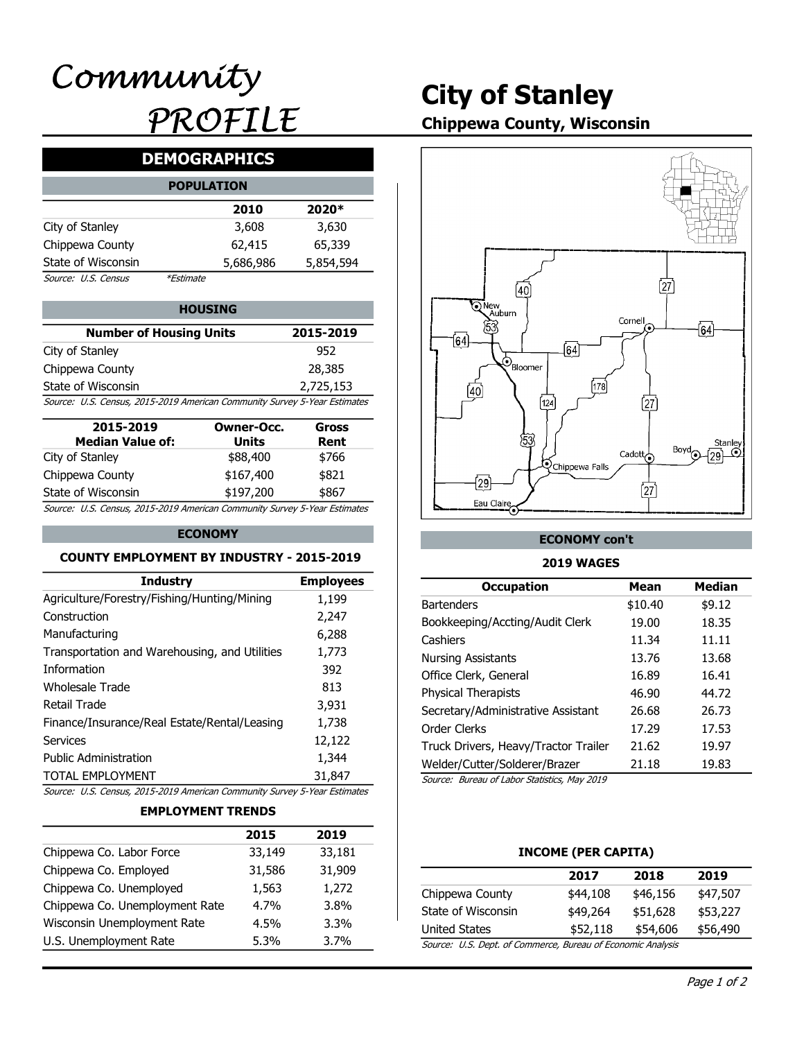# Community PROFILE

# City of Stanley

## Chippewa County, Wisconsin

## DEMOGRAPHICS

### POPULATION

| | 2010 | 2020* |
|---|---|---|
| City of Stanley | 3,608 | 3,630 |
| Chippewa County | 62,415 | 65,339 |
| State of Wisconsin | 5,686,986 | 5,854,594 |

*Source: U.S. Census* *\*Estimate*

### HOUSING

| Number of Housing Units | 2015-2019 |
|---|---|
| City of Stanley | 952 |
| Chippewa County | 28,385 |
| State of Wisconsin | 2,725,153 |

*Source: U.S. Census, 2015-2019 American Community Survey 5-Year Estimates*

| 2015-2019 Median Value of: | Owner-Occ. Units | Gross Rent |
|---|---|---|
| City of Stanley | $88,400 | $766 |
| Chippewa County | $167,400 | $821 |
| State of Wisconsin | $197,200 | $867 |

*Source: U.S. Census, 2015-2019 American Community Survey 5-Year Estimates*

### ECONOMY

**COUNTY EMPLOYMENT BY INDUSTRY - 2015-2019**

| Industry | Employees |
|---|---|
| Agriculture/Forestry/Fishing/Hunting/Mining | 1,199 |
| Construction | 2,247 |
| Manufacturing | 6,288 |
| Transportation and Warehousing, and Utilities | 1,773 |
| Information | 392 |
| Wholesale Trade | 813 |
| Retail Trade | 3,931 |
| Finance/Insurance/Real Estate/Rental/Leasing | 1,738 |
| Services | 12,122 |
| Public Administration | 1,344 |
| TOTAL EMPLOYMENT | 31,847 |

*Source: U.S. Census, 2015-2019 American Community Survey 5-Year Estimates*

**EMPLOYMENT TRENDS**

| | 2015 | 2019 |
|---|---|---|
| Chippewa Co. Labor Force | 33,149 | 33,181 |
| Chippewa Co. Employed | 31,586 | 31,909 |
| Chippewa Co. Unemployed | 1,563 | 1,272 |
| Chippewa Co. Unemployment Rate | 4.7% | 3.8% |
| Wisconsin Unemployment Rate | 4.5% | 3.3% |
| U.S. Unemployment Rate | 5.3% | 3.7% |

### ECONOMY con't

**2019 WAGES**

| Occupation | Mean | Median |
|---|---|---|
| Bartenders | $10.40 | $9.12 |
| Bookkeeping/Accting/Audit Clerk | 19.00 | 18.35 |
| Cashiers | 11.34 | 11.11 |
| Nursing Assistants | 13.76 | 13.68 |
| Office Clerk, General | 16.89 | 16.41 |
| Physical Therapists | 46.90 | 44.72 |
| Secretary/Administrative Assistant | 26.68 | 26.73 |
| Order Clerks | 17.29 | 17.53 |
| Truck Drivers, Heavy/Tractor Trailer | 21.62 | 19.97 |
| Welder/Cutter/Solderer/Brazer | 21.18 | 19.83 |

*Source: Bureau of Labor Statistics, May 2019*

**INCOME (PER CAPITA)**

| | 2017 | 2018 | 2019 |
|---|---|---|---|
| Chippewa County | $44,108 | $46,156 | $47,507 |
| State of Wisconsin | $49,264 | $51,628 | $53,227 |
| United States | $52,118 | $54,606 | $56,490 |

*Source: U.S. Dept. of Commerce, Bureau of Economic Analysis*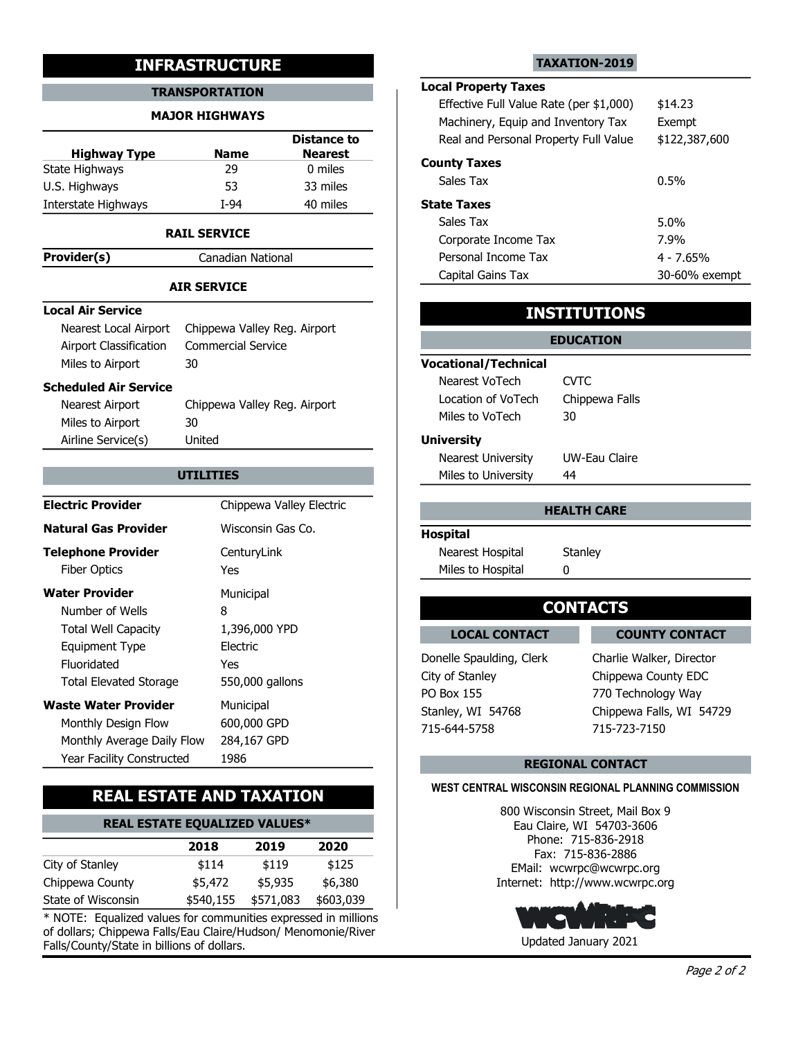# INFRASTRUCTURE

## TRANSPORTATION

### MAJOR HIGHWAYS

| Highway Type | Name | Distance to Nearest |
|---|---|---|
| State Highways | 29 | 0 miles |
| U.S. Highways | 53 | 33 miles |
| Interstate Highways | I-94 | 40 miles |

### RAIL SERVICE

| | |
|---|---|
| **Provider(s)** | Canadian National |

### AIR SERVICE

| | |
|---|---|
| **Local Air Service** | |
| Nearest Local Airport | Chippewa Valley Reg. Airport |
| Airport Classification | Commercial Service |
| Miles to Airport | 30 |
| **Scheduled Air Service** | |
| Nearest Airport | Chippewa Valley Reg. Airport |
| Miles to Airport | 30 |
| Airline Service(s) | United |

## UTILITIES

| | |
|---|---|
| **Electric Provider** | Chippewa Valley Electric |
| **Natural Gas Provider** | Wisconsin Gas Co. |
| **Telephone Provider** | CenturyLink |
| Fiber Optics | Yes |
| **Water Provider** | Municipal |
| Number of Wells | 8 |
| Total Well Capacity | 1,396,000 YPD |
| Equipment Type | Electric |
| Fluoridated | Yes |
| Total Elevated Storage | 550,000 gallons |
| **Waste Water Provider** | Municipal |
| Monthly Design Flow | 600,000 GPD |
| Monthly Average Daily Flow | 284,167 GPD |
| Year Facility Constructed | 1986 |

# REAL ESTATE AND TAXATION

## REAL ESTATE EQUALIZED VALUES*

| | 2018 | 2019 | 2020 |
|---|---|---|---|
| City of Stanley | $114 | $119 | $125 |
| Chippewa County | $5,472 | $5,935 | $6,380 |
| State of Wisconsin | $540,155 | $571,083 | $603,039 |

* NOTE: Equalized values for communities expressed in millions of dollars; Chippewa Falls/Eau Claire/Hudson/ Menomonie/River Falls/County/State in billions of dollars.

## TAXATION-2019

| | |
|---|---|
| **Local Property Taxes** | |
| Effective Full Value Rate (per $1,000) | $14.23 |
| Machinery, Equip and Inventory Tax | Exempt |
| Real and Personal Property Full Value | $122,387,600 |
| **County Taxes** | |
| Sales Tax | 0.5% |
| **State Taxes** | |
| Sales Tax | 5.0% |
| Corporate Income Tax | 7.9% |
| Personal Income Tax | 4 - 7.65% |
| Capital Gains Tax | 30-60% exempt |

# INSTITUTIONS

## EDUCATION

| | |
|---|---|
| **Vocational/Technical** | |
| Nearest VoTech | CVTC |
| Location of VoTech | Chippewa Falls |
| Miles to VoTech | 30 |
| **University** | |
| Nearest University | UW-Eau Claire |
| Miles to University | 44 |

## HEALTH CARE

| | |
|---|---|
| **Hospital** | |
| Nearest Hospital | Stanley |
| Miles to Hospital | 0 |

# CONTACTS

## LOCAL CONTACT

Donelle Spaulding, Clerk
City of Stanley
PO Box 155
Stanley, WI 54768
715-644-5758

## COUNTY CONTACT

Charlie Walker, Director
Chippewa County EDC
770 Technology Way
Chippewa Falls, WI 54729
715-723-7150

## REGIONAL CONTACT

**WEST CENTRAL WISCONSIN REGIONAL PLANNING COMMISSION**

800 Wisconsin Street, Mail Box 9
Eau Claire, WI 54703-3606
Phone: 715-836-2918
Fax: 715-836-2886
EMail: wcwrpc@wcwrpc.org
Internet: http://www.wcwrpc.org

WCWRPC

Updated January 2021